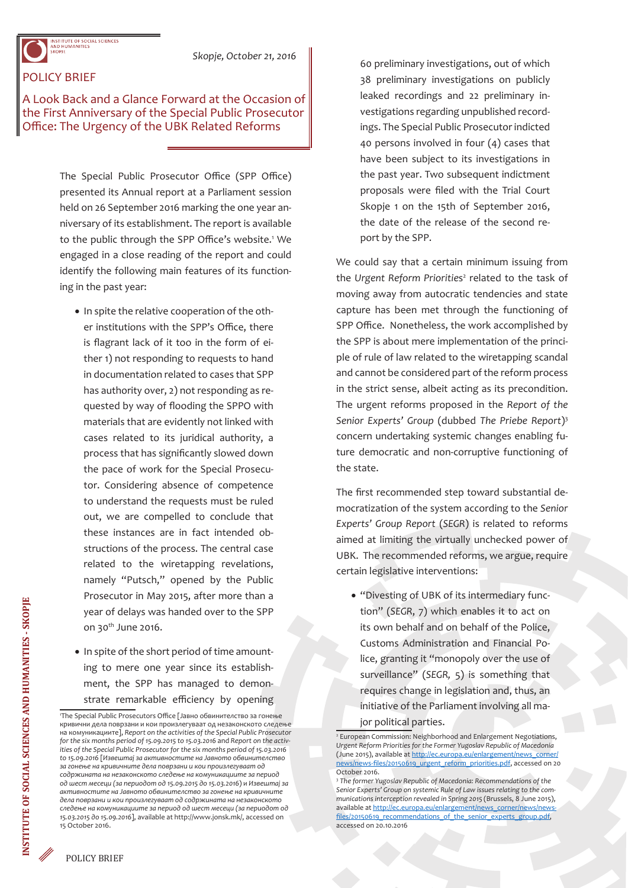INSTITUTE OF SOCIAL SCIENCES AND HUMANITIES SKOPJE

*Skopje, October 21, 2016*

POLICY BRIEF

# A Look Back and a Glance Forward at the Occasion of the First Anniversary of the Special Public Prosecutor Office: The Urgency of the UBK Related Reforms

The Special Public Prosecutor Office (SPP Office) presented its Annual report at a Parliament session held on 26 September 2016 marking the one year anniversary of its establishment. The report is available to the public through the SPP Office's website.[1] We engaged in a close reading of the report and could identify the following main features of its functioning in the past year:

- In spite the relative cooperation of the other institutions with the SPP's Office, there is flagrant lack of it too in the form of either 1) not responding to requests to hand in documentation related to cases that SPP has authority over, 2) not responding as requested by way of flooding the SPPO with materials that are evidently not linked with cases related to its juridical authority, a process that has significantly slowed down the pace of work for the Special Prosecutor. Considering absence of competence to understand the requests must be ruled out, we are compelled to conclude that these instances are in fact intended obstructions of the process. The central case related to the wiretapping revelations, namely "Putsch," opened by the Public Prosecutor in May 2015, after more than a year of delays was handed over to the SPP on 30th June 2016.
- In spite of the short period of time amounting to mere one year since its establishment, the SPP has managed to demonstrate remarkable efficiency by opening 60 preliminary investigations, out of which 38 preliminary investigations on publicly leaked recordings and 22 preliminary investigations regarding unpublished recordings. The Special Public Prosecutor indicted 40 persons involved in four (4) cases that have been subject to its investigations in the past year. Two subsequent indictment proposals were filed with the Trial Court Skopje 1 on the 15th of September 2016, the date of the release of the second report by the SPP.

We could say that a certain minimum issuing from the *Urgent Reform Priorities*[2] related to the task of moving away from autocratic tendencies and state capture has been met through the functioning of SPP Office. Nonetheless, the work accomplished by the SPP is about mere implementation of the principle of rule of law related to the wiretapping scandal and cannot be considered part of the reform process in the strict sense, albeit acting as its precondition. The urgent reforms proposed in the *Report of the Senior Experts' Group* (dubbed *The Priebe Report*)[3] concern undertaking systemic changes enabling future democratic and non-corruptive functioning of the state.

The first recommended step toward substantial democratization of the system according to the *Senior Experts' Group Report* (*SEGR*) is related to reforms aimed at limiting the virtually unchecked power of UBK. The recommended reforms, we argue, require certain legislative interventions:

- "Divesting of UBK of its intermediary function" (*SEGR*, 7) which enables it to act on its own behalf and on behalf of the Police, Customs Administration and Financial Police, granting it "monopoly over the use of surveillance" (*SEGR*, 5) is something that requires change in legislation and, thus, an initiative of the Parliament involving all major political parties.

---

[1] The Special Public Prosecutors Office [Јавно обвинителство за гонење кривични дела поврзани и кои произлегуваат од незаконското следење на комуникациите], *Report on the activities of the Special Public Prosecutor for the six months period of 15.09.2015 to 15.03.2016* and *Report on the activities of the Special Public Prosecutor for the six months period of 15.03.2016 to 15.09.2016* [*Извештај за активностите на Јавното обвинителство за гонење на кривичните дела поврзани и кои произлегуваат од содржината на незаконско следење на комуникациите за период од шест месеци (за периодот од 15.09.2015 до 15.03.2016)* и *Извештај за активностите на Јавното обвинителство за гонење на кривичните дела поврзани и кои произлегуваат од содржината на незаконско следење на комуникациите за период од шест месеци (за периодот од 15.03.2015 до 15.09.2016)*], available at http://www.jonsk.mk/, accessed on 15 October 2016.

[2] European Commission: Neighborhood and Enlargement Negotiations, *Urgent Reform Priorities for the Former Yugoslav Republic of Macedonia* (June 2015), available at http://ec.europa.eu/enlargement/news_corner/news/news-files/20150619_urgent_reform_priorities.pdf, accessed on 20 October 2016.

[3] *The former Yugoslav Republic of Macedonia: Recommendations of the Senior Experts' Group on systemic Rule of Law issues relating to the communications interception revealed in Spring 2015* (Brussels, 8 June 2015), available at http://ec.europa.eu/enlargement/news_corner/news/news-files/20150619_recommendations_of_the_senior_experts_group.pdf, accessed on 20.10.2016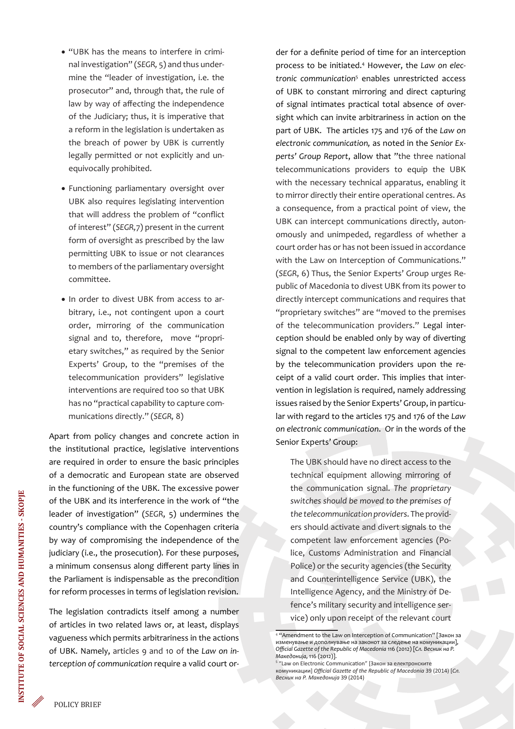- "UBK has the means to interfere in criminal investigation" (*SEGR,* 5) and thus undermine the "leader of investigation, i.e. the prosecutor" and, through that, the rule of law by way of affecting the independence of the Judiciary; thus, it is imperative that a reform in the legislation is undertaken as the breach of power by UBK is currently legally permitted or not explicitly and unequivocally prohibited.
- Functioning parliamentary oversight over UBK also requires legislating intervention that will address the problem of "conflict of interest" (*SEGR,*7) present in the current form of oversight as prescribed by the law permitting UBK to issue or not clearances to members of the parliamentary oversight committee.
- In order to divest UBK from access to arbitrary, i.e., not contingent upon a court order, mirroring of the communication signal and to, therefore, move "proprietary switches," as required by the Senior Experts' Group, to the "premises of the telecommunication providers" legislative interventions are required too so that UBK has no "practical capability to capture communications directly." (*SEGR,* 8)

Apart from policy changes and concrete action in the institutional practice, legislative interventions are required in order to ensure the basic principles of a democratic and European state are observed in the functioning of the UBK. The excessive power of the UBK and its interference in the work of "the leader of investigation" (*SEGR*, 5) undermines the country's compliance with the Copenhagen criteria by way of compromising the independence of the judiciary (i.e., the prosecution). For these purposes, a minimum consensus along different party lines in the Parliament is indispensable as the precondition for reform processes in terms of legislation revision.

The legislation contradicts itself among a number of articles in two related laws or, at least, displays vagueness which permits arbitrariness in the actions of UBK. Namely, articles 9 and 10 of the *Law on interception of communication* require a valid court order for a definite period of time for an interception process to be initiated.[4] However, the *Law on electronic communication*[5] enables unrestricted access of UBK to constant mirroring and direct capturing of signal intimates practical total absence of oversight which can invite arbitrariness in action on the part of UBK. The articles 175 and 176 of the *Law on electronic communication,* as noted in the *Senior Experts' Group Report*, allow that "the three national telecommunications providers to equip the UBK with the necessary technical apparatus, enabling it to mirror directly their entire operational centres. As a consequence, from a practical point of view, the UBK can intercept communications directly, autonomously and unimpeded, regardless of whether a court order has or has not been issued in accordance with the Law on Interception of Communications." (*SEGR*, 6) Thus, the Senior Experts' Group urges Republic of Macedonia to divest UBK from its power to directly intercept communications and requires that "proprietary switches" are "moved to the premises of the telecommunication providers." Legal interception should be enabled only by way of diverting signal to the competent law enforcement agencies by the telecommunication providers upon the receipt of a valid court order. This implies that intervention in legislation is required, namely addressing issues raised by the Senior Experts' Group, in particular with regard to the articles 175 and 176 of the *Law on electronic communication*. Or in the words of the Senior Experts' Group:

> The UBK should have no direct access to the technical equipment allowing mirroring of the communication signal. *The proprietary switches should be moved to the premises of the telecommunication providers*. The providers should activate and divert signals to the competent law enforcement agencies (Police, Customs Administration and Financial Police) or the security agencies (the Security and Counterintelligence Service (UBK), the Intelligence Agency, and the Ministry of Defence's military security and intelligence service) only upon receipt of the relevant court

---

[4] "Amendment to the Law on Interception of Communication" [Закон за изменување и дополнување на законот за следење на комуникации], *Official Gazette of the Republic of Macedonia* 116 (2012) [*Сл. Весник на Р. Македонија*, 116 (2012)].

[5] "Law on Electronic Communication" [Закон за електронските комуникации] *Official Gazette of the Republic of Macedonia* 39 (2014) [*Сл. Весник на Р. Македонија* 39 (2014)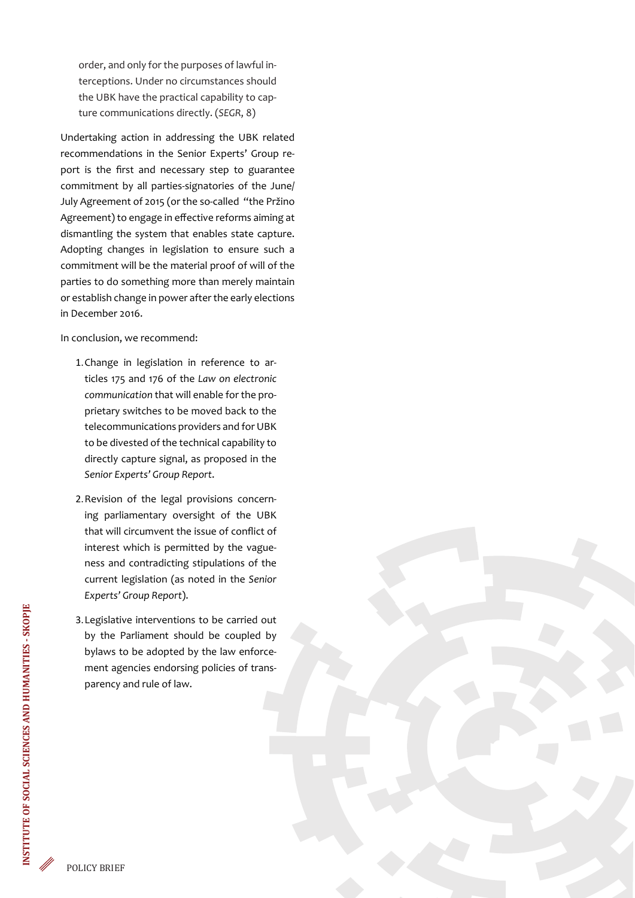> order, and only for the purposes of lawful interceptions. Under no circumstances should the UBK have the practical capability to capture communications directly. (*SEGR*, 8)

Undertaking action in addressing the UBK related recommendations in the Senior Experts' Group report is the first and necessary step to guarantee commitment by all parties-signatories of the June/July Agreement of 2015 (or the so-called "the Pržino Agreement) to engage in effective reforms aiming at dismantling the system that enables state capture. Adopting changes in legislation to ensure such a commitment will be the material proof of will of the parties to do something more than merely maintain or establish change in power after the early elections in December 2016.

In conclusion, we recommend:

1. Change in legislation in reference to articles 175 and 176 of the *Law on electronic communication* that will enable for the proprietary switches to be moved back to the telecommunications providers and for UBK to be divested of the technical capability to directly capture signal, as proposed in the *Senior Experts' Group Report*.
2. Revision of the legal provisions concerning parliamentary oversight of the UBK that will circumvent the issue of conflict of interest which is permitted by the vagueness and contradicting stipulations of the current legislation (as noted in the *Senior Experts' Group Report*).
3. Legislative interventions to be carried out by the Parliament should be coupled by bylaws to be adopted by the law enforcement agencies endorsing policies of transparency and rule of law.